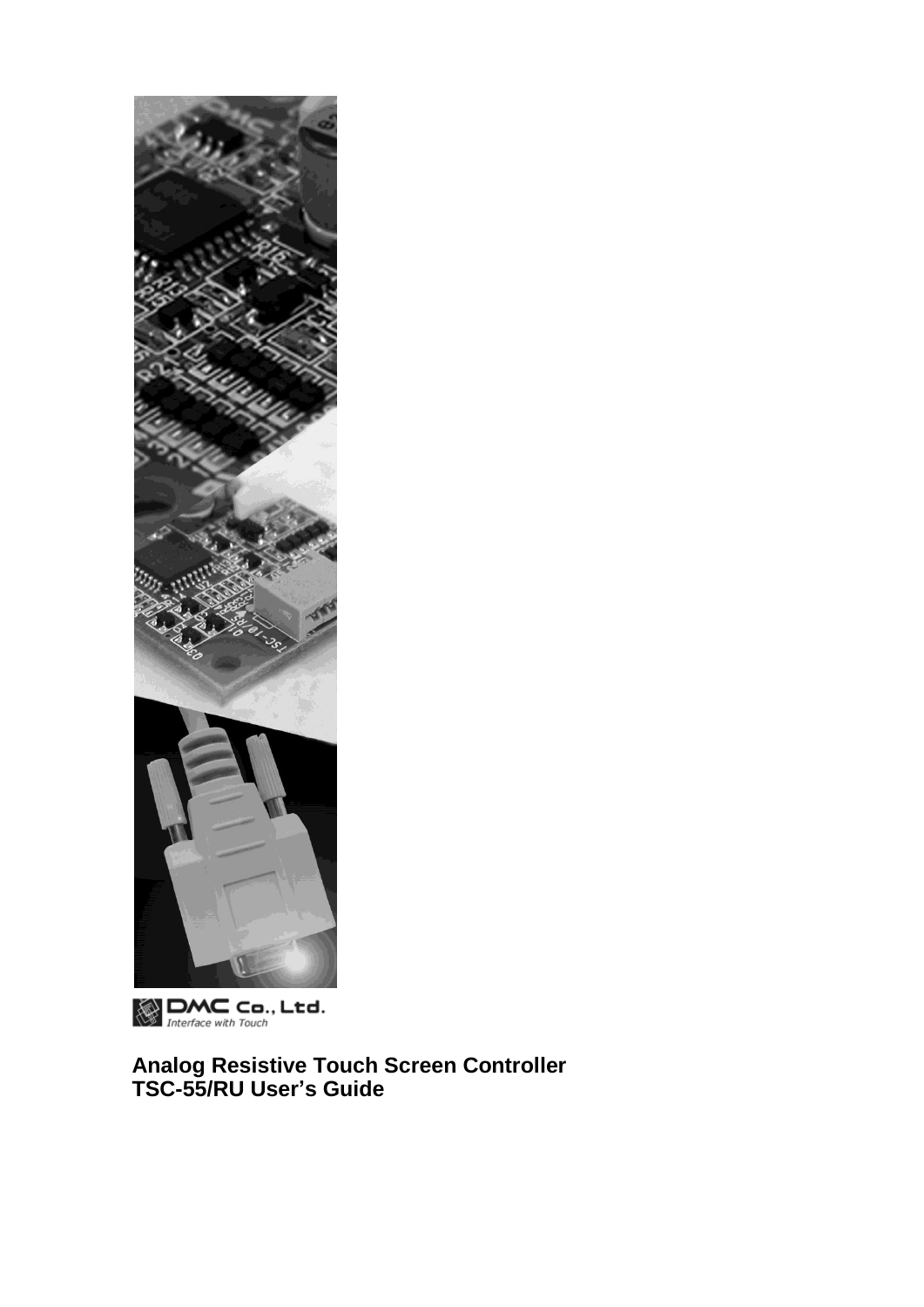DMC Co., Ltd.
*Interface with Touch*

# Analog Resistive Touch Screen Controller
# TSC-55/RU User's Guide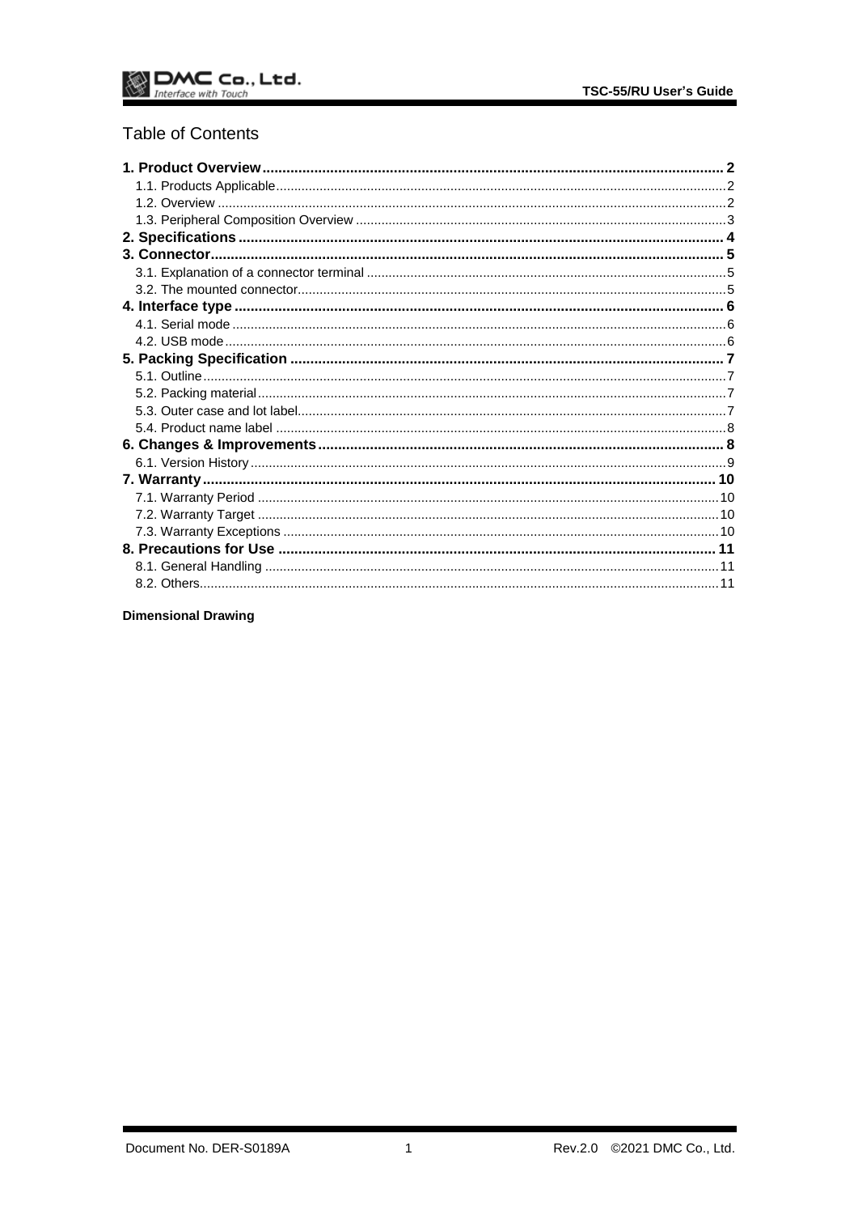# Table of Contents

**1. Product Overview** .......... **2**
- 1.1. Products Applicable .......... 2
- 1.2. Overview .......... 2
- 1.3. Peripheral Composition Overview .......... 3

**2. Specifications** .......... **4**

**3. Connector** .......... **5**
- 3.1. Explanation of a connector terminal .......... 5
- 3.2. The mounted connector .......... 5

**4. Interface type** .......... **6**
- 4.1. Serial mode .......... 6
- 4.2. USB mode .......... 6

**5. Packing Specification** .......... **7**
- 5.1. Outline .......... 7
- 5.2. Packing material .......... 7
- 5.3. Outer case and lot label .......... 7
- 5.4. Product name label .......... 8

**6. Changes & Improvements** .......... **8**
- 6.1. Version History .......... 9

**7. Warranty** .......... **10**
- 7.1. Warranty Period .......... 10
- 7.2. Warranty Target .......... 10
- 7.3. Warranty Exceptions .......... 10

**8. Precautions for Use** .......... **11**
- 8.1. General Handling .......... 11
- 8.2. Others .......... 11

**Dimensional Drawing**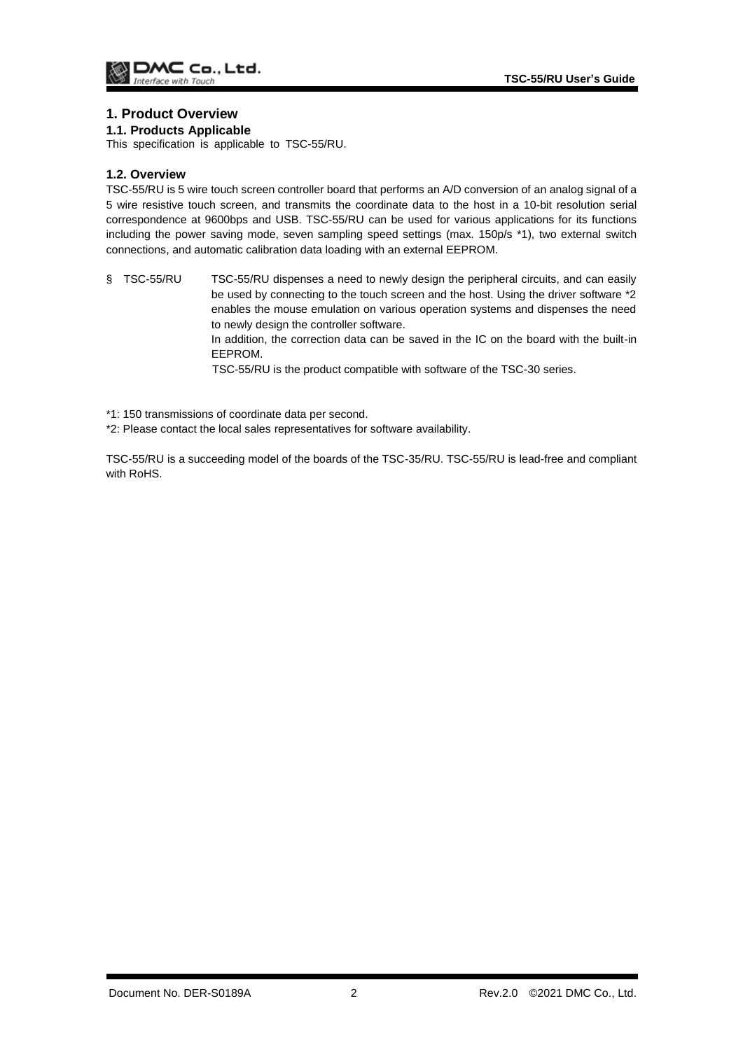# 1. Product Overview

## 1.1. Products Applicable

This specification is applicable to TSC-55/RU.

## 1.2. Overview

TSC-55/RU is 5 wire touch screen controller board that performs an A/D conversion of an analog signal of a 5 wire resistive touch screen, and transmits the coordinate data to the host in a 10-bit resolution serial correspondence at 9600bps and USB. TSC-55/RU can be used for various applications for its functions including the power saving mode, seven sampling speed settings (max. 150p/s *1), two external switch connections, and automatic calibration data loading with an external EEPROM.

§ TSC-55/RU — TSC-55/RU dispenses a need to newly design the peripheral circuits, and can easily be used by connecting to the touch screen and the host. Using the driver software *2 enables the mouse emulation on various operation systems and dispenses the need to newly design the controller software.
In addition, the correction data can be saved in the IC on the board with the built-in EEPROM.
TSC-55/RU is the product compatible with software of the TSC-30 series.

*1: 150 transmissions of coordinate data per second.

*2: Please contact the local sales representatives for software availability.

TSC-55/RU is a succeeding model of the boards of the TSC-35/RU. TSC-55/RU is lead-free and compliant with RoHS.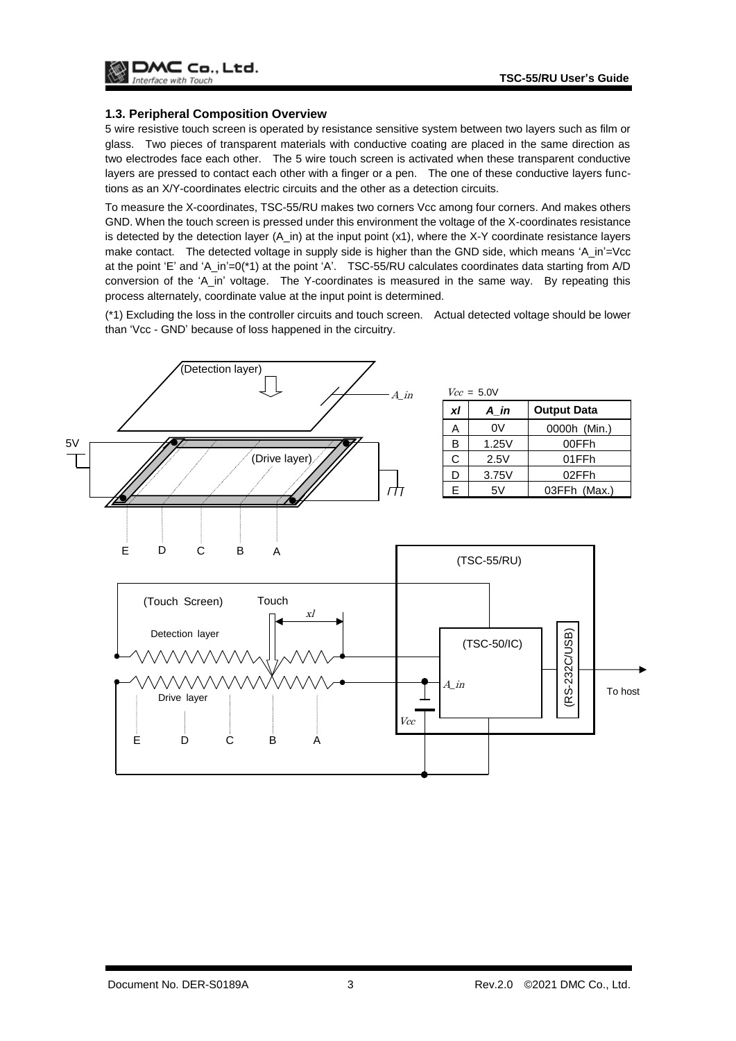### 1.3. Peripheral Composition Overview

5 wire resistive touch screen is operated by resistance sensitive system between two layers such as film or glass. Two pieces of transparent materials with conductive coating are placed in the same direction as two electrodes face each other. The 5 wire touch screen is activated when these transparent conductive layers are pressed to contact each other with a finger or a pen. The one of these conductive layers functions as an X/Y-coordinates electric circuits and the other as a detection circuits.

To measure the X-coordinates, TSC-55/RU makes two corners Vcc among four corners. And makes others GND. When the touch screen is pressed under this environment the voltage of the X-coordinates resistance is detected by the detection layer (A_in) at the input point (x1), where the X-Y coordinate resistance layers make contact. The detected voltage in supply side is higher than the GND side, which means 'A_in'=Vcc at the point 'E' and 'A_in'=0(*1) at the point 'A'. TSC-55/RU calculates coordinates data starting from A/D conversion of the 'A_in' voltage. The Y-coordinates is measured in the same way. By repeating this process alternately, coordinate value at the input point is determined.

(*1) Excluding the loss in the controller circuits and touch screen. Actual detected voltage should be lower than 'Vcc - GND' because of loss happened in the circuitry.

$Vcc$ = 5.0V

| *xl* | *A_in* | Output Data |
|---|---|---|
| A | 0V | 0000h (Min.) |
| B | 1.25V | 00FFh |
| C | 2.5V | 01FFh |
| D | 3.75V | 02FFh |
| E | 5V | 03FFh (Max.) |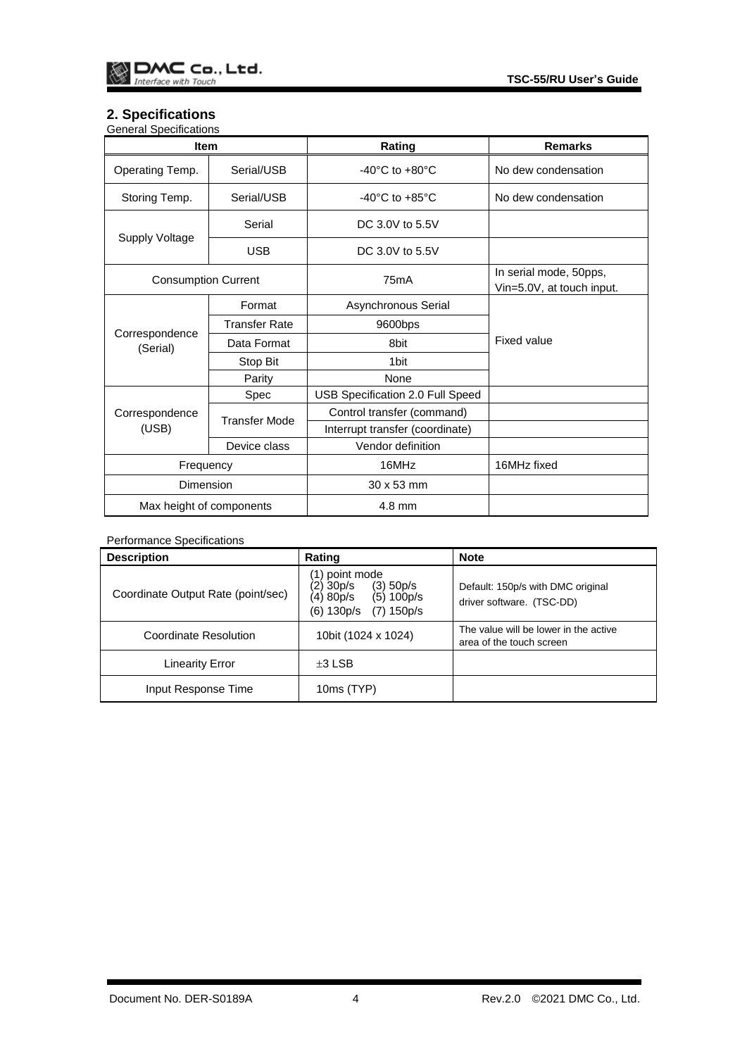## 2. Specifications

General Specifications

| Item | | Rating | Remarks |
|---|---|---|---|
| Operating Temp. | Serial/USB | -40°C to +80°C | No dew condensation |
| Storing Temp. | Serial/USB | -40°C to +85°C | No dew condensation |
| Supply Voltage | Serial | DC 3.0V to 5.5V | |
| | USB | DC 3.0V to 5.5V | |
| Consumption Current | | 75mA | In serial mode, 50pps, Vin=5.0V, at touch input. |
| Correspondence (Serial) | Format | Asynchronous Serial | Fixed value |
| | Transfer Rate | 9600bps | |
| | Data Format | 8bit | |
| | Stop Bit | 1bit | |
| | Parity | None | |
| Correspondence (USB) | Spec | USB Specification 2.0 Full Speed | |
| | Transfer Mode | Control transfer (command) | |
| | | Interrupt transfer (coordinate) | |
| | Device class | Vendor definition | |
| Frequency | | 16MHz | 16MHz fixed |
| Dimension | | 30 x 53 mm | |
| Max height of components | | 4.8 mm | |

Performance Specifications

| Description | Rating | Note |
|---|---|---|
| Coordinate Output Rate (point/sec) | (1) point mode<br>(2) 30p/s (3) 50p/s<br>(4) 80p/s (5) 100p/s<br>(6) 130p/s (7) 150p/s | Default: 150p/s with DMC original driver software. (TSC-DD) |
| Coordinate Resolution | 10bit (1024 x 1024) | The value will be lower in the active area of the touch screen |
| Linearity Error | ±3 LSB | |
| Input Response Time | 10ms (TYP) | |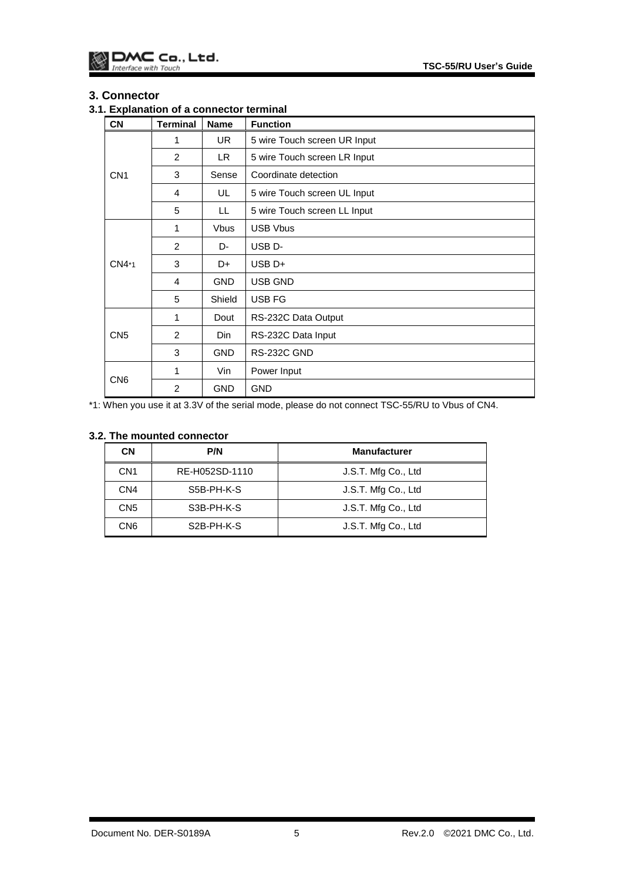## 3. Connector

### 3.1. Explanation of a connector terminal

| CN | Terminal | Name | Function |
|---|---|---|---|
| CN1 | 1 | UR | 5 wire Touch screen UR Input |
| | 2 | LR | 5 wire Touch screen LR Input |
| | 3 | Sense | Coordinate detection |
| | 4 | UL | 5 wire Touch screen UL Input |
| | 5 | LL | 5 wire Touch screen LL Input |
| CN4*1 | 1 | Vbus | USB Vbus |
| | 2 | D- | USB D- |
| | 3 | D+ | USB D+ |
| | 4 | GND | USB GND |
| | 5 | Shield | USB FG |
| CN5 | 1 | Dout | RS-232C Data Output |
| | 2 | Din | RS-232C Data Input |
| | 3 | GND | RS-232C GND |
| CN6 | 1 | Vin | Power Input |
| | 2 | GND | GND |

*1: When you use it at 3.3V of the serial mode, please do not connect TSC-55/RU to Vbus of CN4.

### 3.2. The mounted connector

| CN | P/N | Manufacturer |
|---|---|---|
| CN1 | RE-H052SD-1110 | J.S.T. Mfg Co., Ltd |
| CN4 | S5B-PH-K-S | J.S.T. Mfg Co., Ltd |
| CN5 | S3B-PH-K-S | J.S.T. Mfg Co., Ltd |
| CN6 | S2B-PH-K-S | J.S.T. Mfg Co., Ltd |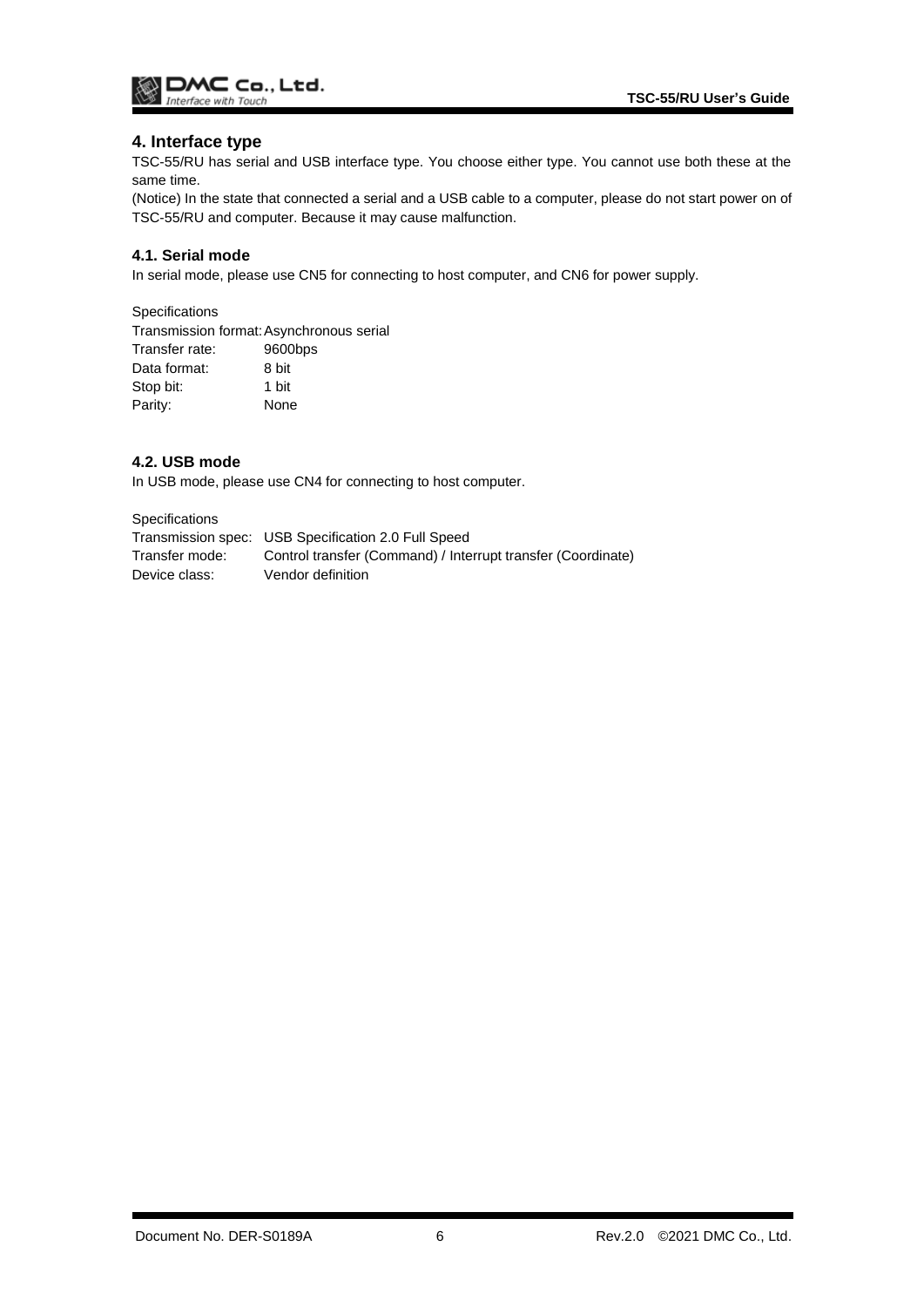## 4. Interface type

TSC-55/RU has serial and USB interface type. You choose either type. You cannot use both these at the same time.

(Notice) In the state that connected a serial and a USB cable to a computer, please do not start power on of TSC-55/RU and computer. Because it may cause malfunction.

### 4.1. Serial mode

In serial mode, please use CN5 for connecting to host computer, and CN6 for power supply.

Specifications

| | |
|---|---|
| Transmission format: | Asynchronous serial |
| Transfer rate: | 9600bps |
| Data format: | 8 bit |
| Stop bit: | 1 bit |
| Parity: | None |

### 4.2. USB mode

In USB mode, please use CN4 for connecting to host computer.

Specifications

| | |
|---|---|
| Transmission spec: | USB Specification 2.0 Full Speed |
| Transfer mode: | Control transfer (Command) / Interrupt transfer (Coordinate) |
| Device class: | Vendor definition |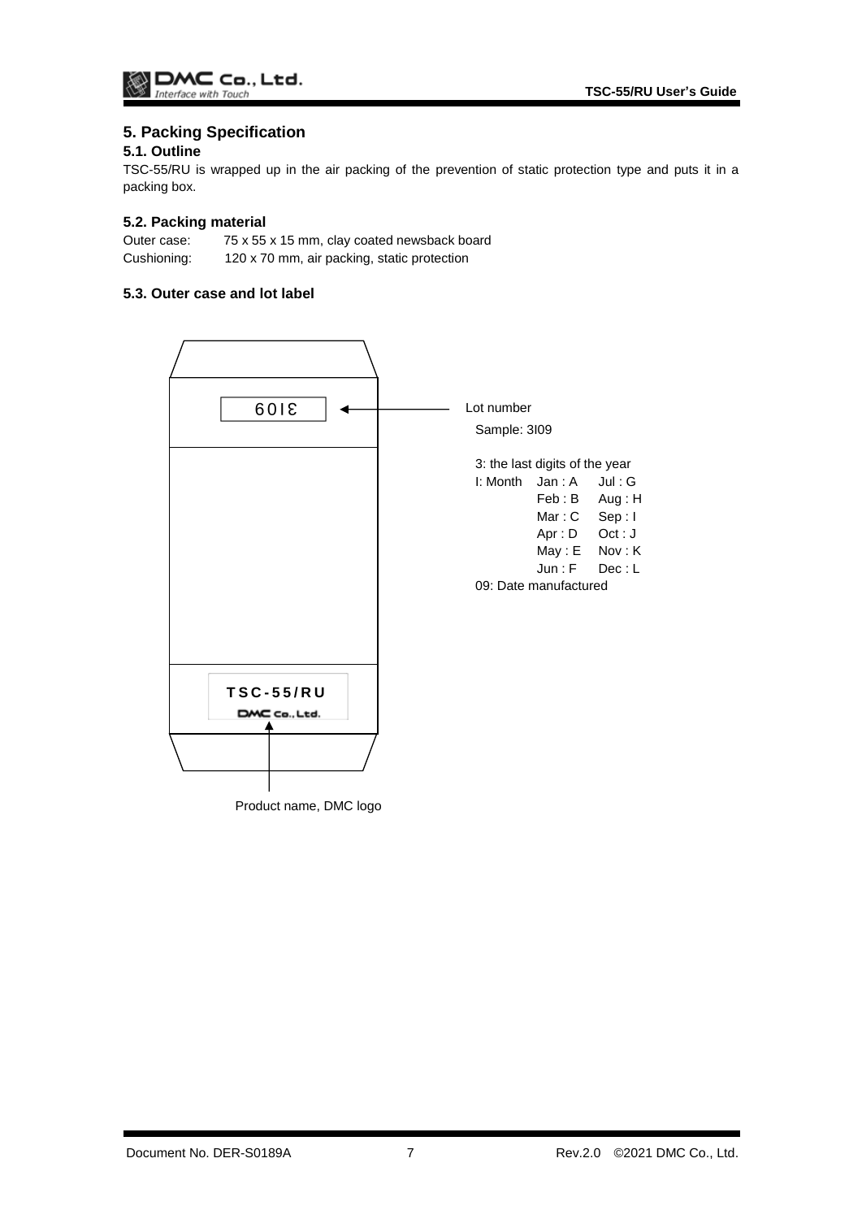## 5. Packing Specification

### 5.1. Outline

TSC-55/RU is wrapped up in the air packing of the prevention of static protection type and puts it in a packing box.

### 5.2. Packing material

Outer case: 75 x 55 x 15 mm, clay coated newsback board
Cushioning: 120 x 70 mm, air packing, static protection

### 5.3. Outer case and lot label

3I09

TSC-55/RU
DMC Co., Ltd.

Lot number
Sample: 3I09

3: the last digits of the year

| I: Month | | |
|---|---|---|
| | Jan : A | Jul : G |
| | Feb : B | Aug : H |
| | Mar : C | Sep : I |
| | Apr : D | Oct : J |
| | May : E | Nov : K |
| | Jun : F | Dec : L |

09: Date manufactured

Product name, DMC logo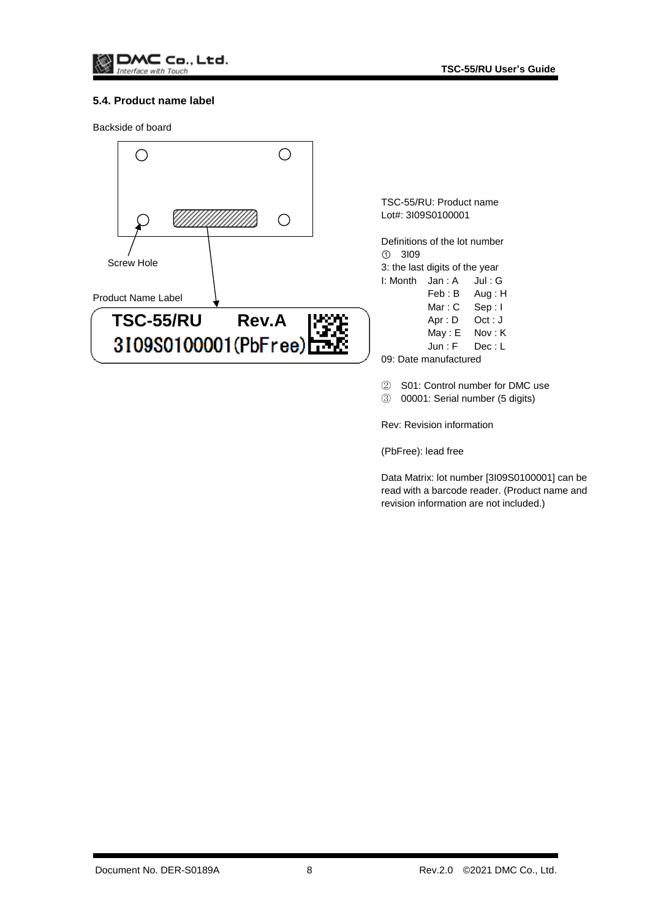### 5.4. Product name label

Backside of board

Screw Hole

Product Name Label

**TSC-55/RU Rev.A**
**3I09S0100001(PbFree)**

TSC-55/RU: Product name
Lot#: 3I09S0100001

Definitions of the lot number

① 3I09

3: the last digits of the year

| I: Month | | |
|---|---|---|
| | Jan : A | Jul : G |
| | Feb : B | Aug : H |
| | Mar : C | Sep : I |
| | Apr : D | Oct : J |
| | May : E | Nov : K |
| | Jun : F | Dec : L |

09: Date manufactured

② S01: Control number for DMC use
③ 00001: Serial number (5 digits)

Rev: Revision information

(PbFree): lead free

Data Matrix: lot number [3I09S0100001] can be read with a barcode reader. (Product name and revision information are not included.)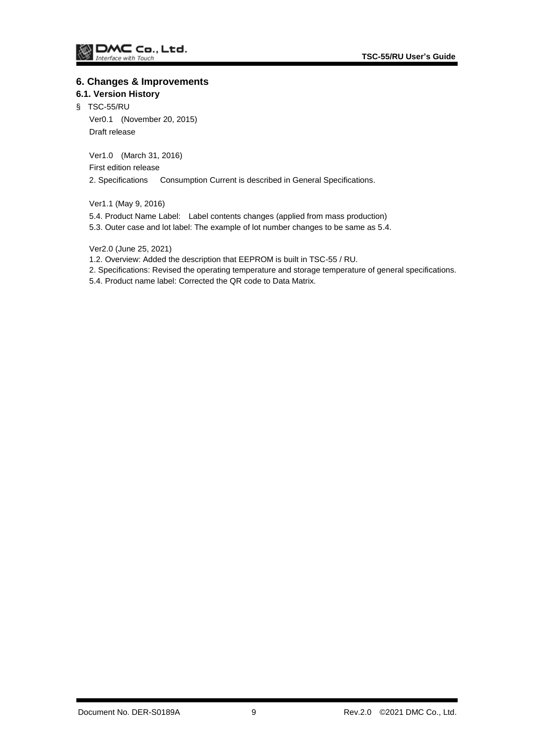# 6. Changes & Improvements

## 6.1. Version History

§ TSC-55/RU

Ver0.1 (November 20, 2015)

Draft release

Ver1.0 (March 31, 2016)

First edition release

2. Specifications Consumption Current is described in General Specifications.

Ver1.1 (May 9, 2016)

5.4. Product Name Label: Label contents changes (applied from mass production)

5.3. Outer case and lot label: The example of lot number changes to be same as 5.4.

Ver2.0 (June 25, 2021)

1.2. Overview: Added the description that EEPROM is built in TSC-55 / RU.

2. Specifications: Revised the operating temperature and storage temperature of general specifications.

5.4. Product name label: Corrected the QR code to Data Matrix.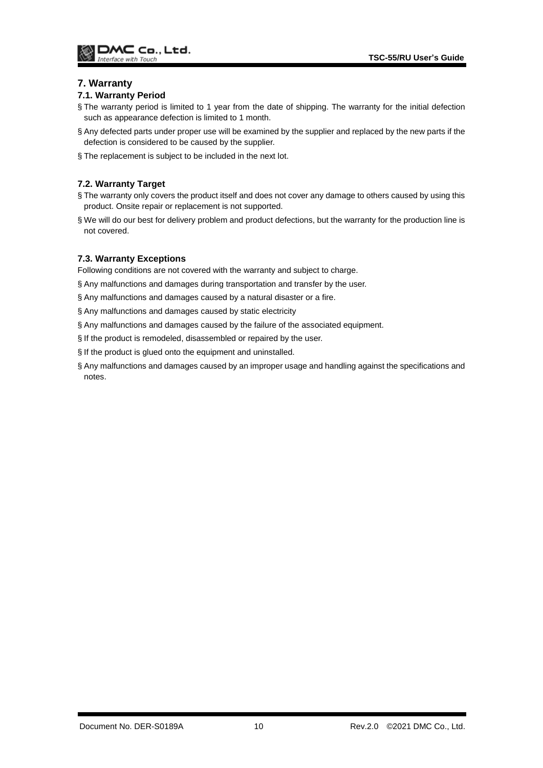# 7. Warranty

## 7.1. Warranty Period

§ The warranty period is limited to 1 year from the date of shipping. The warranty for the initial defection such as appearance defection is limited to 1 month.

§ Any defected parts under proper use will be examined by the supplier and replaced by the new parts if the defection is considered to be caused by the supplier.

§ The replacement is subject to be included in the next lot.

## 7.2. Warranty Target

§ The warranty only covers the product itself and does not cover any damage to others caused by using this product. Onsite repair or replacement is not supported.

§ We will do our best for delivery problem and product defections, but the warranty for the production line is not covered.

## 7.3. Warranty Exceptions

Following conditions are not covered with the warranty and subject to charge.

§ Any malfunctions and damages during transportation and transfer by the user.

§ Any malfunctions and damages caused by a natural disaster or a fire.

§ Any malfunctions and damages caused by static electricity

§ Any malfunctions and damages caused by the failure of the associated equipment.

§ If the product is remodeled, disassembled or repaired by the user.

§ If the product is glued onto the equipment and uninstalled.

§ Any malfunctions and damages caused by an improper usage and handling against the specifications and notes.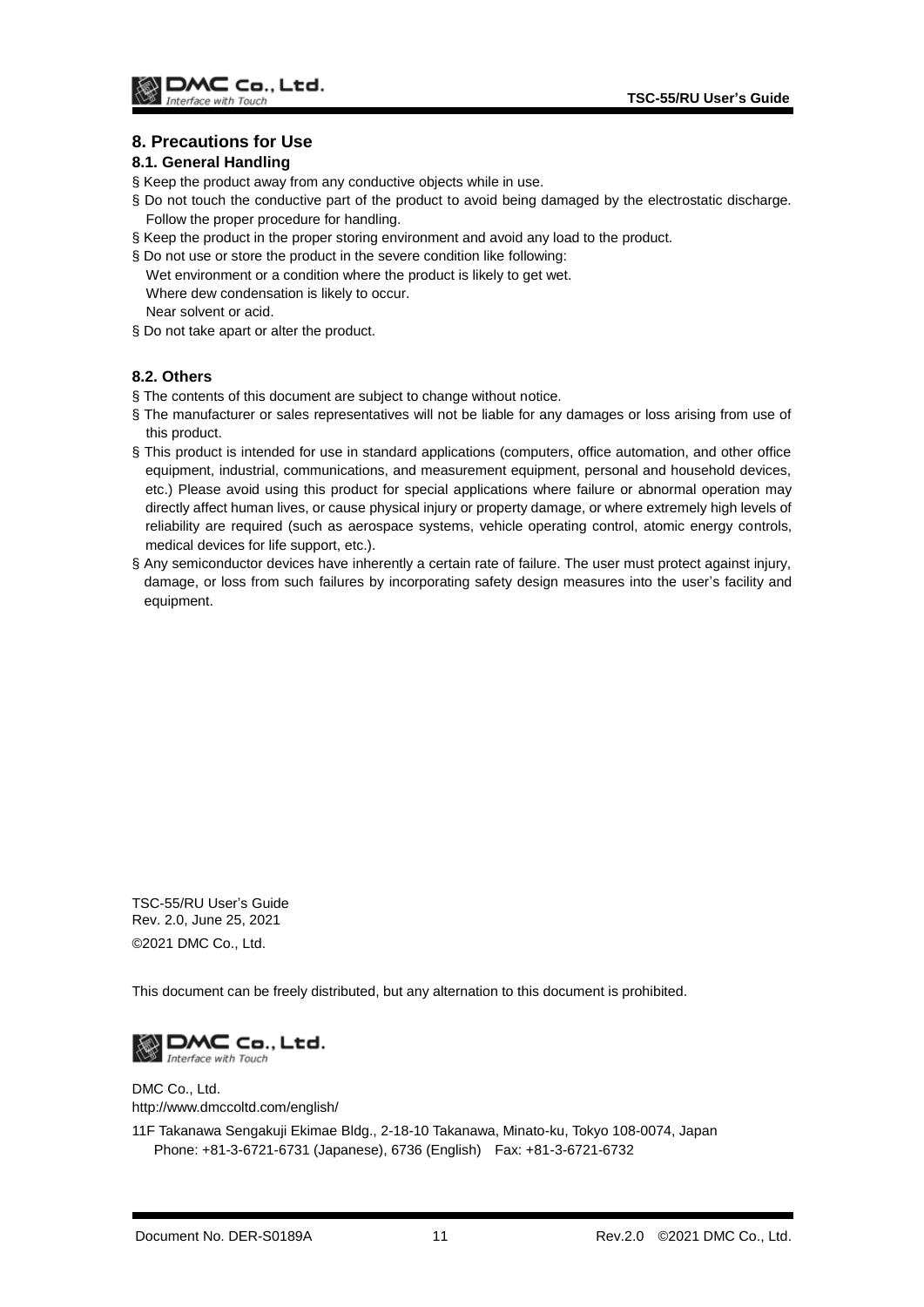## 8. Precautions for Use

### 8.1. General Handling

§ Keep the product away from any conductive objects while in use.

§ Do not touch the conductive part of the product to avoid being damaged by the electrostatic discharge. Follow the proper procedure for handling.

§ Keep the product in the proper storing environment and avoid any load to the product.

§ Do not use or store the product in the severe condition like following:
Wet environment or a condition where the product is likely to get wet.
Where dew condensation is likely to occur.
Near solvent or acid.

§ Do not take apart or alter the product.

### 8.2. Others

§ The contents of this document are subject to change without notice.

§ The manufacturer or sales representatives will not be liable for any damages or loss arising from use of this product.

§ This product is intended for use in standard applications (computers, office automation, and other office equipment, industrial, communications, and measurement equipment, personal and household devices, etc.) Please avoid using this product for special applications where failure or abnormal operation may directly affect human lives, or cause physical injury or property damage, or where extremely high levels of reliability are required (such as aerospace systems, vehicle operating control, atomic energy controls, medical devices for life support, etc.).

§ Any semiconductor devices have inherently a certain rate of failure. The user must protect against injury, damage, or loss from such failures by incorporating safety design measures into the user's facility and equipment.

TSC-55/RU User's Guide
Rev. 2.0, June 25, 2021
©2021 DMC Co., Ltd.

This document can be freely distributed, but any alternation to this document is prohibited.

DMC Co., Ltd.
http://www.dmccoltd.com/english/

11F Takanawa Sengakuji Ekimae Bldg., 2-18-10 Takanawa, Minato-ku, Tokyo 108-0074, Japan
Phone: +81-3-6721-6731 (Japanese), 6736 (English) Fax: +81-3-6721-6732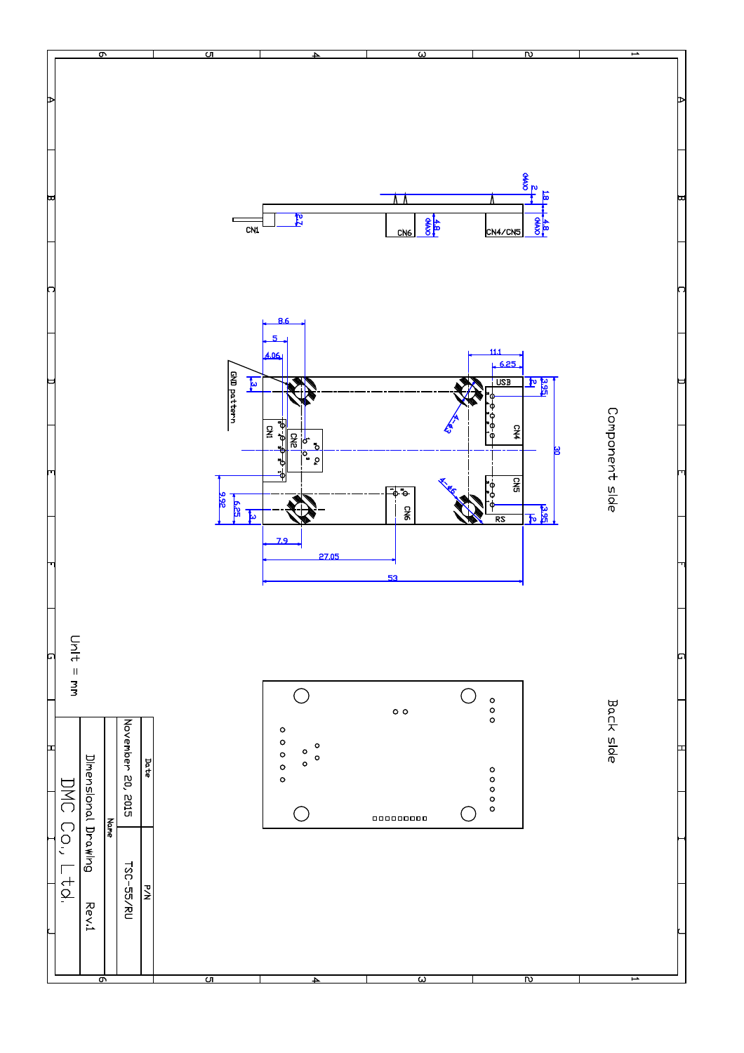Component side

Back side

Unit = mm

CN1

2.7

CN6

4.8 (MAX)

CN4/CN5

2 (MAX)

1.8

4.8 (MAX)

8.6

5

4.06

3

GND pattern

11.1

6.25

USB

2

3.95

4-φ3

CN4

30

CN1

CN2

4-φ6

CN5

9.92

6.25

3

CN6

RS

2

3.95

7.9

27.05

53

| Date | P/N |
|---|---|
| November 20, 2015 | TSC-55/RU |

Name

Dimensional Drawing Rev.1

DMC Co., Ltd.